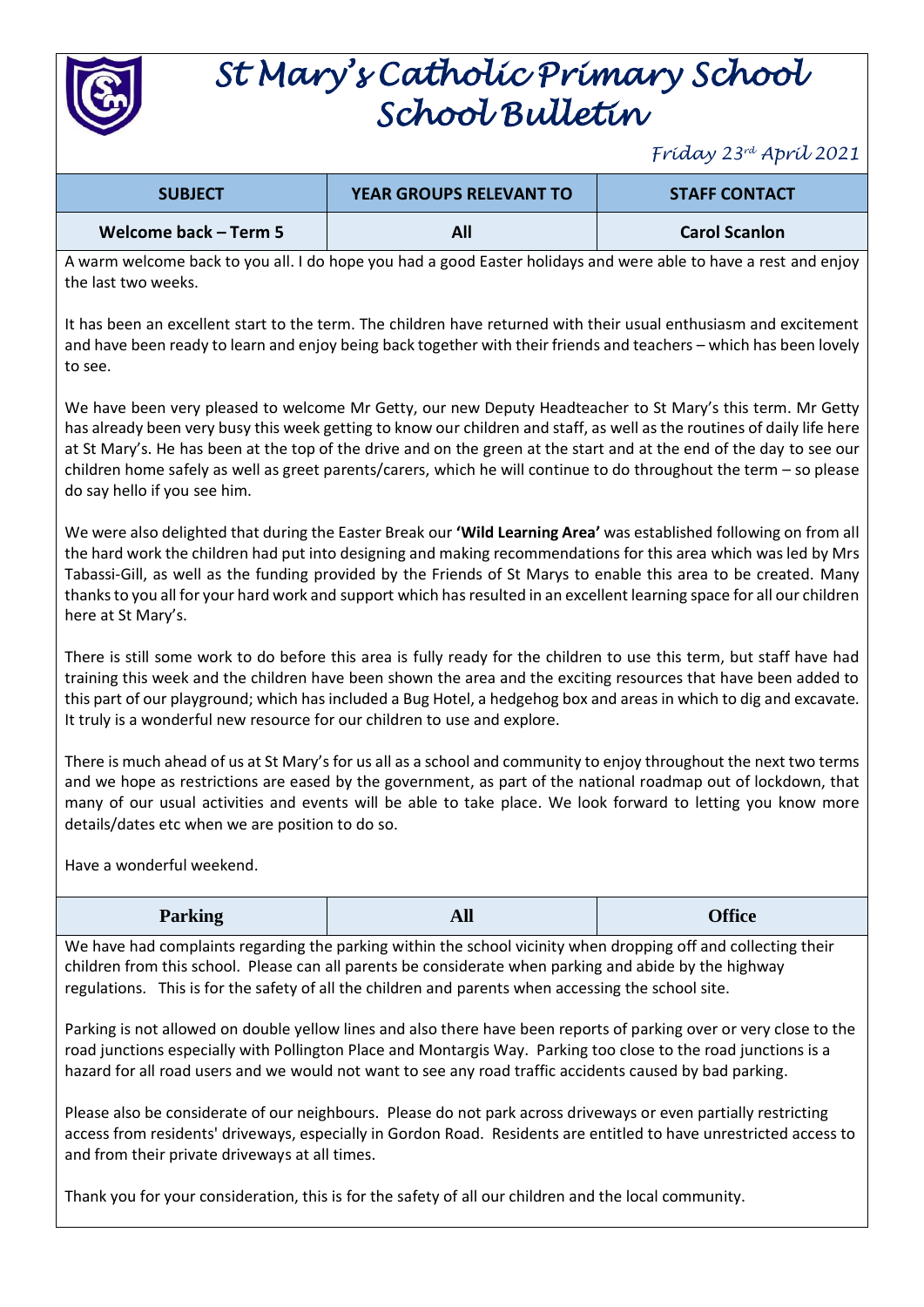# St Mary's Catholic Primary School
# School Bulletin

*Friday 23rd April 2021*

| SUBJECT | YEAR GROUPS RELEVANT TO | STAFF CONTACT |
|---|---|---|
| Welcome back – Term 5 | All | Carol Scanlon |

A warm welcome back to you all. I do hope you had a good Easter holidays and were able to have a rest and enjoy the last two weeks.

It has been an excellent start to the term. The children have returned with their usual enthusiasm and excitement and have been ready to learn and enjoy being back together with their friends and teachers – which has been lovely to see.

We have been very pleased to welcome Mr Getty, our new Deputy Headteacher to St Mary's this term. Mr Getty has already been very busy this week getting to know our children and staff, as well as the routines of daily life here at St Mary's. He has been at the top of the drive and on the green at the start and at the end of the day to see our children home safely as well as greet parents/carers, which he will continue to do throughout the term – so please do say hello if you see him.

We were also delighted that during the Easter Break our **'Wild Learning Area'** was established following on from all the hard work the children had put into designing and making recommendations for this area which was led by Mrs Tabassi-Gill, as well as the funding provided by the Friends of St Marys to enable this area to be created. Many thanks to you all for your hard work and support which has resulted in an excellent learning space for all our children here at St Mary's.

There is still some work to do before this area is fully ready for the children to use this term, but staff have had training this week and the children have been shown the area and the exciting resources that have been added to this part of our playground; which has included a Bug Hotel, a hedgehog box and areas in which to dig and excavate. It truly is a wonderful new resource for our children to use and explore.

There is much ahead of us at St Mary's for us all as a school and community to enjoy throughout the next two terms and we hope as restrictions are eased by the government, as part of the national roadmap out of lockdown, that many of our usual activities and events will be able to take place. We look forward to letting you know more details/dates etc when we are position to do so.

Have a wonderful weekend.

| Parking | All | Office |
|---|---|---|

We have had complaints regarding the parking within the school vicinity when dropping off and collecting their children from this school. Please can all parents be considerate when parking and abide by the highway regulations. This is for the safety of all the children and parents when accessing the school site.

Parking is not allowed on double yellow lines and also there have been reports of parking over or very close to the road junctions especially with Pollington Place and Montargis Way. Parking too close to the road junctions is a hazard for all road users and we would not want to see any road traffic accidents caused by bad parking.

Please also be considerate of our neighbours. Please do not park across driveways or even partially restricting access from residents' driveways, especially in Gordon Road. Residents are entitled to have unrestricted access to and from their private driveways at all times.

Thank you for your consideration, this is for the safety of all our children and the local community.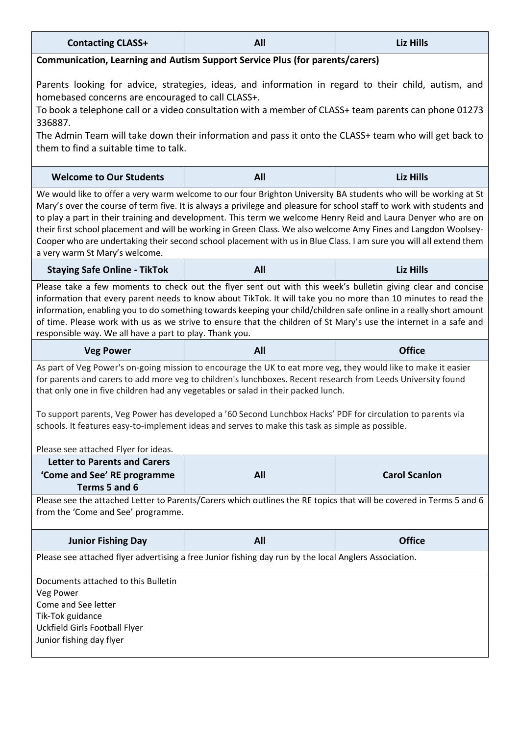| Contacting CLASS+ | All | Liz Hills |
|---|---|---|

**Communication, Learning and Autism Support Service Plus (for parents/carers)**

Parents looking for advice, strategies, ideas, and information in regard to their child, autism, and homebased concerns are encouraged to call CLASS+.

To book a telephone call or a video consultation with a member of CLASS+ team parents can phone 01273 336887.

The Admin Team will take down their information and pass it onto the CLASS+ team who will get back to them to find a suitable time to talk.

| Welcome to Our Students | All | Liz Hills |
|---|---|---|

We would like to offer a very warm welcome to our four Brighton University BA students who will be working at St Mary's over the course of term five. It is always a privilege and pleasure for school staff to work with students and to play a part in their training and development. This term we welcome Henry Reid and Laura Denyer who are on their first school placement and will be working in Green Class. We also welcome Amy Fines and Langdon Woolsey-Cooper who are undertaking their second school placement with us in Blue Class. I am sure you will all extend them a very warm St Mary's welcome.

| Staying Safe Online - TikTok | All | Liz Hills |
|---|---|---|

Please take a few moments to check out the flyer sent out with this week's bulletin giving clear and concise information that every parent needs to know about TikTok. It will take you no more than 10 minutes to read the information, enabling you to do something towards keeping your child/children safe online in a really short amount of time. Please work with us as we strive to ensure that the children of St Mary's use the internet in a safe and responsible way. We all have a part to play. Thank you.

| Veg Power | All | Office |
|---|---|---|

As part of Veg Power's on-going mission to encourage the UK to eat more veg, they would like to make it easier for parents and carers to add more veg to children's lunchboxes. Recent research from Leeds University found that only one in five children had any vegetables or salad in their packed lunch.

To support parents, Veg Power has developed a '60 Second Lunchbox Hacks' PDF for circulation to parents via schools. It features easy-to-implement ideas and serves to make this task as simple as possible.

Please see attached Flyer for ideas.

| Letter to Parents and Carers 'Come and See' RE programme Terms 5 and 6 | All | Carol Scanlon |
|---|---|---|

Please see the attached Letter to Parents/Carers which outlines the RE topics that will be covered in Terms 5 and 6 from the 'Come and See' programme.

| Junior Fishing Day | All | Office |
|---|---|---|

Please see attached flyer advertising a free Junior fishing day run by the local Anglers Association.

Documents attached to this Bulletin
Veg Power
Come and See letter
Tik-Tok guidance
Uckfield Girls Football Flyer
Junior fishing day flyer